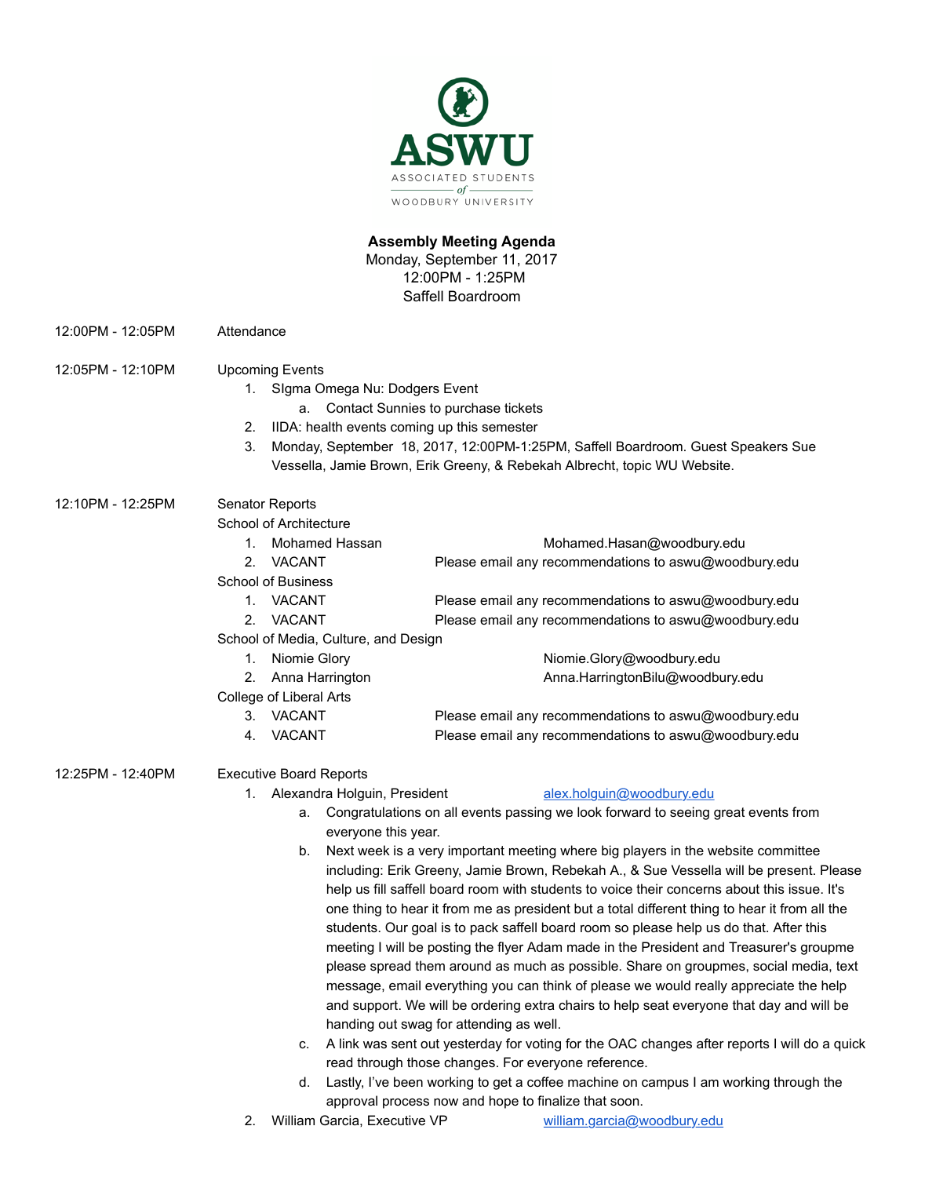ASWU

ASSOCIATED STUDENTS of WOODBURY UNIVERSITY

**Assembly Meeting Agenda**
Monday, September 11, 2017
12:00PM - 1:25PM
Saffell Boardroom

12:00PM - 12:05PM Attendance

12:05PM - 12:10PM Upcoming Events

1. SIgma Omega Nu: Dodgers Event
   a. Contact Sunnies to purchase tickets
2. IIDA: health events coming up this semester
3. Monday, September 18, 2017, 12:00PM-1:25PM, Saffell Boardroom. Guest Speakers Sue Vessella, Jamie Brown, Erik Greeny, & Rebekah Albrecht, topic WU Website.

12:10PM - 12:25PM Senator Reports

School of Architecture

1. Mohamed Hassan Mohamed.Hasan@woodbury.edu
2. VACANT Please email any recommendations to aswu@woodbury.edu

School of Business

1. VACANT Please email any recommendations to aswu@woodbury.edu
2. VACANT Please email any recommendations to aswu@woodbury.edu

School of Media, Culture, and Design

1. Niomie Glory Niomie.Glory@woodbury.edu
2. Anna Harrington Anna.HarringtonBilu@woodbury.edu

College of Liberal Arts

3. VACANT Please email any recommendations to aswu@woodbury.edu
4. VACANT Please email any recommendations to aswu@woodbury.edu

12:25PM - 12:40PM Executive Board Reports

1. Alexandra Holguin, President alex.holguin@woodbury.edu
   a. Congratulations on all events passing we look forward to seeing great events from everyone this year.
   b. Next week is a very important meeting where big players in the website committee including: Erik Greeny, Jamie Brown, Rebekah A., & Sue Vessella will be present. Please help us fill saffell board room with students to voice their concerns about this issue. It's one thing to hear it from me as president but a total different thing to hear it from all the students. Our goal is to pack saffell board room so please help us do that. After this meeting I will be posting the flyer Adam made in the President and Treasurer's groupme please spread them around as much as possible. Share on groupmes, social media, text message, email everything you can think of please we would really appreciate the help and support. We will be ordering extra chairs to help seat everyone that day and will be handing out swag for attending as well.
   c. A link was sent out yesterday for voting for the OAC changes after reports I will do a quick read through those changes. For everyone reference.
   d. Lastly, I've been working to get a coffee machine on campus I am working through the approval process now and hope to finalize that soon.
2. William Garcia, Executive VP william.garcia@woodbury.edu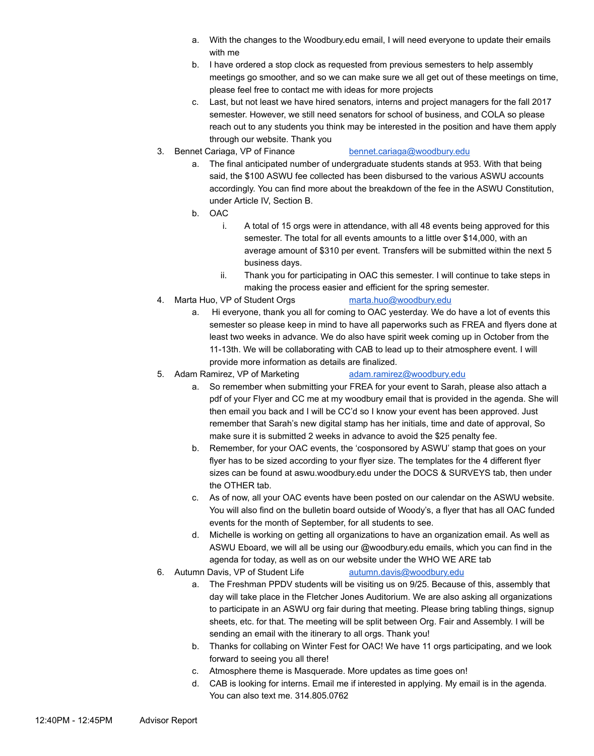a. With the changes to the Woodbury.edu email, I will need everyone to update their emails with me
b. I have ordered a stop clock as requested from previous semesters to help assembly meetings go smoother, and so we can make sure we all get out of these meetings on time, please feel free to contact me with ideas for more projects
c. Last, but not least we have hired senators, interns and project managers for the fall 2017 semester. However, we still need senators for school of business, and COLA so please reach out to any students you think may be interested in the position and have them apply through our website. Thank you

3. Bennet Cariaga, VP of Finance bennet.cariaga@woodbury.edu
   a. The final anticipated number of undergraduate students stands at 953. With that being said, the $100 ASWU fee collected has been disbursed to the various ASWU accounts accordingly. You can find more about the breakdown of the fee in the ASWU Constitution, under Article IV, Section B.
   b. OAC
      i. A total of 15 orgs were in attendance, with all 48 events being approved for this semester. The total for all events amounts to a little over $14,000, with an average amount of $310 per event. Transfers will be submitted within the next 5 business days.
      ii. Thank you for participating in OAC this semester. I will continue to take steps in making the process easier and efficient for the spring semester.
4. Marta Huo, VP of Student Orgs marta.huo@woodbury.edu
   a. Hi everyone, thank you all for coming to OAC yesterday. We do have a lot of events this semester so please keep in mind to have all paperworks such as FREA and flyers done at least two weeks in advance. We do also have spirit week coming up in October from the 11-13th. We will be collaborating with CAB to lead up to their atmosphere event. I will provide more information as details are finalized.
5. Adam Ramirez, VP of Marketing adam.ramirez@woodbury.edu
   a. So remember when submitting your FREA for your event to Sarah, please also attach a pdf of your Flyer and CC me at my woodbury email that is provided in the agenda. She will then email you back and I will be CC'd so I know your event has been approved. Just remember that Sarah's new digital stamp has her initials, time and date of approval, So make sure it is submitted 2 weeks in advance to avoid the $25 penalty fee.
   b. Remember, for your OAC events, the 'cosponsored by ASWU' stamp that goes on your flyer has to be sized according to your flyer size. The templates for the 4 different flyer sizes can be found at aswu.woodbury.edu under the DOCS & SURVEYS tab, then under the OTHER tab.
   c. As of now, all your OAC events have been posted on our calendar on the ASWU website. You will also find on the bulletin board outside of Woody's, a flyer that has all OAC funded events for the month of September, for all students to see.
   d. Michelle is working on getting all organizations to have an organization email. As well as ASWU Eboard, we will all be using our @woodbury.edu emails, which you can find in the agenda for today, as well as on our website under the WHO WE ARE tab
6. Autumn Davis, VP of Student Life autumn.davis@woodbury.edu
   a. The Freshman PPDV students will be visiting us on 9/25. Because of this, assembly that day will take place in the Fletcher Jones Auditorium. We are also asking all organizations to participate in an ASWU org fair during that meeting. Please bring tabling things, signup sheets, etc. for that. The meeting will be split between Org. Fair and Assembly. I will be sending an email with the itinerary to all orgs. Thank you!
   b. Thanks for collabing on Winter Fest for OAC! We have 11 orgs participating, and we look forward to seeing you all there!
   c. Atmosphere theme is Masquerade. More updates as time goes on!
   d. CAB is looking for interns. Email me if interested in applying. My email is in the agenda. You can also text me. 314.805.0762

12:40PM - 12:45PM Advisor Report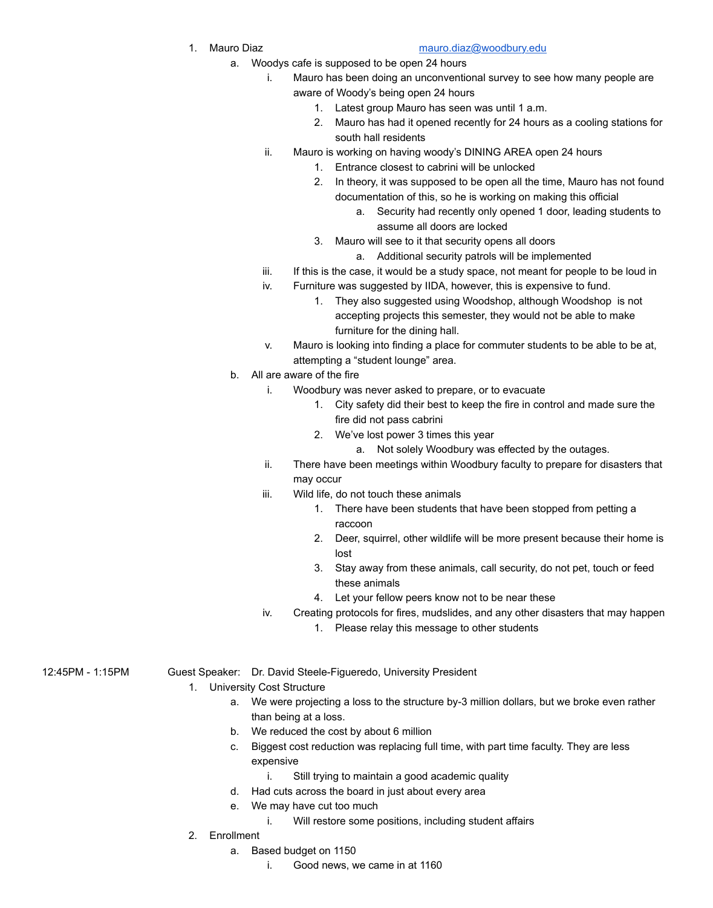1. Mauro Diaz mauro.diaz@woodbury.edu
    a. Woodys cafe is supposed to be open 24 hours
        i. Mauro has been doing an unconventional survey to see how many people are aware of Woody's being open 24 hours
            1. Latest group Mauro has seen was until 1 a.m.
            2. Mauro has had it opened recently for 24 hours as a cooling stations for south hall residents
        ii. Mauro is working on having woody's DINING AREA open 24 hours
            1. Entrance closest to cabrini will be unlocked
            2. In theory, it was supposed to be open all the time, Mauro has not found documentation of this, so he is working on making this official
                a. Security had recently only opened 1 door, leading students to assume all doors are locked
            3. Mauro will see to it that security opens all doors
                a. Additional security patrols will be implemented
        iii. If this is the case, it would be a study space, not meant for people to be loud in
        iv. Furniture was suggested by IIDA, however, this is expensive to fund.
            1. They also suggested using Woodshop, although Woodshop is not accepting projects this semester, they would not be able to make furniture for the dining hall.
        v. Mauro is looking into finding a place for commuter students to be able to be at, attempting a "student lounge" area.
    b. All are aware of the fire
        i. Woodbury was never asked to prepare, or to evacuate
            1. City safety did their best to keep the fire in control and made sure the fire did not pass cabrini
            2. We've lost power 3 times this year
                a. Not solely Woodbury was effected by the outages.
        ii. There have been meetings within Woodbury faculty to prepare for disasters that may occur
        iii. Wild life, do not touch these animals
            1. There have been students that have been stopped from petting a raccoon
            2. Deer, squirrel, other wildlife will be more present because their home is lost
            3. Stay away from these animals, call security, do not pet, touch or feed these animals
            4. Let your fellow peers know not to be near these
        iv. Creating protocols for fires, mudslides, and any other disasters that may happen
            1. Please relay this message to other students

12:45PM - 1:15PM Guest Speaker: Dr. David Steele-Figueredo, University President

1. University Cost Structure
    a. We were projecting a loss to the structure by-3 million dollars, but we broke even rather than being at a loss.
    b. We reduced the cost by about 6 million
    c. Biggest cost reduction was replacing full time, with part time faculty. They are less expensive
        i. Still trying to maintain a good academic quality
    d. Had cuts across the board in just about every area
    e. We may have cut too much
        i. Will restore some positions, including student affairs
2. Enrollment
    a. Based budget on 1150
        i. Good news, we came in at 1160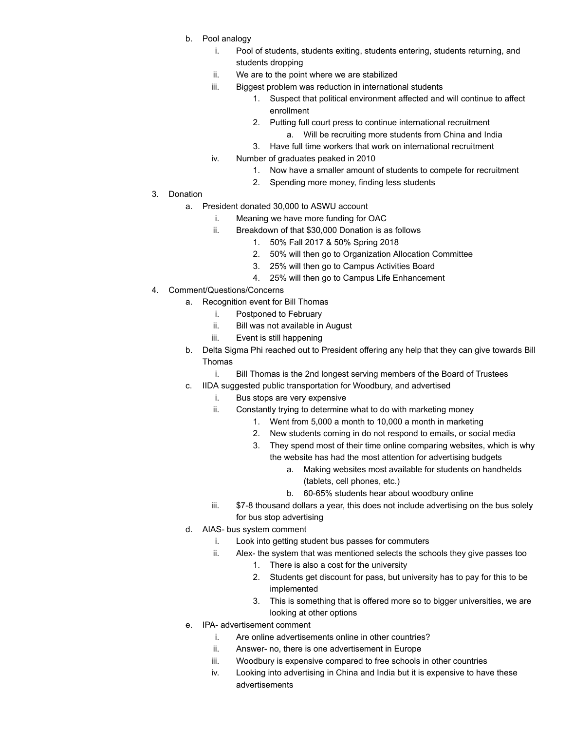b. Pool analogy
   i. Pool of students, students exiting, students entering, students returning, and students dropping
   ii. We are to the point where we are stabilized
   iii. Biggest problem was reduction in international students
      1. Suspect that political environment affected and will continue to affect enrollment
      2. Putting full court press to continue international recruitment
         a. Will be recruiting more students from China and India
      3. Have full time workers that work on international recruitment
   iv. Number of graduates peaked in 2010
      1. Now have a smaller amount of students to compete for recruitment
      2. Spending more money, finding less students

3. Donation
   a. President donated 30,000 to ASWU account
      i. Meaning we have more funding for OAC
      ii. Breakdown of that $30,000 Donation is as follows
         1. 50% Fall 2017 & 50% Spring 2018
         2. 50% will then go to Organization Allocation Committee
         3. 25% will then go to Campus Activities Board
         4. 25% will then go to Campus Life Enhancement

4. Comment/Questions/Concerns
   a. Recognition event for Bill Thomas
      i. Postponed to February
      ii. Bill was not available in August
      iii. Event is still happening
   b. Delta Sigma Phi reached out to President offering any help that they can give towards Bill Thomas
      i. Bill Thomas is the 2nd longest serving members of the Board of Trustees
   c. IIDA suggested public transportation for Woodbury, and advertised
      i. Bus stops are very expensive
      ii. Constantly trying to determine what to do with marketing money
         1. Went from 5,000 a month to 10,000 a month in marketing
         2. New students coming in do not respond to emails, or social media
         3. They spend most of their time online comparing websites, which is why the website has had the most attention for advertising budgets
            a. Making websites most available for students on handhelds (tablets, cell phones, etc.)
            b. 60-65% students hear about woodbury online
      iii. $7-8 thousand dollars a year, this does not include advertising on the bus solely for bus stop advertising
   d. AIAS- bus system comment
      i. Look into getting student bus passes for commuters
      ii. Alex- the system that was mentioned selects the schools they give passes too
         1. There is also a cost for the university
         2. Students get discount for pass, but university has to pay for this to be implemented
         3. This is something that is offered more so to bigger universities, we are looking at other options
   e. IPA- advertisement comment
      i. Are online advertisements online in other countries?
      ii. Answer- no, there is one advertisement in Europe
      iii. Woodbury is expensive compared to free schools in other countries
      iv. Looking into advertising in China and India but it is expensive to have these advertisements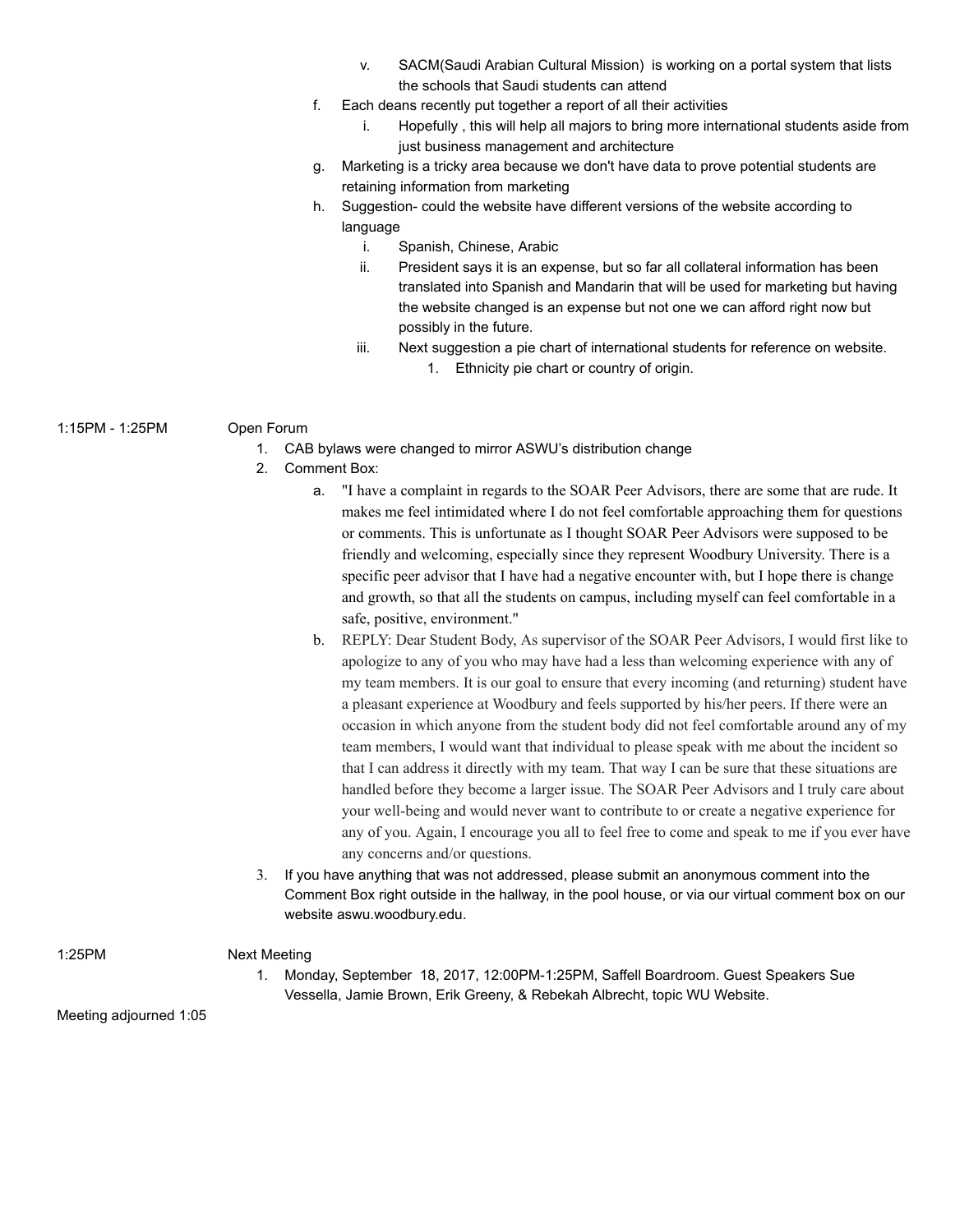v. SACM(Saudi Arabian Cultural Mission) is working on a portal system that lists the schools that Saudi students can attend

f. Each deans recently put together a report of all their activities
   i. Hopefully , this will help all majors to bring more international students aside from just business management and architecture

g. Marketing is a tricky area because we don't have data to prove potential students are retaining information from marketing

h. Suggestion- could the website have different versions of the website according to language
   i. Spanish, Chinese, Arabic
   ii. President says it is an expense, but so far all collateral information has been translated into Spanish and Mandarin that will be used for marketing but having the website changed is an expense but not one we can afford right now but possibly in the future.
   iii. Next suggestion a pie chart of international students for reference on website.
      1. Ethnicity pie chart or country of origin.

1:15PM - 1:25PM **Open Forum**

1. CAB bylaws were changed to mirror ASWU's distribution change
2. Comment Box:
   a. "I have a complaint in regards to the SOAR Peer Advisors, there are some that are rude. It makes me feel intimidated where I do not feel comfortable approaching them for questions or comments. This is unfortunate as I thought SOAR Peer Advisors were supposed to be friendly and welcoming, especially since they represent Woodbury University. There is a specific peer advisor that I have had a negative encounter with, but I hope there is change and growth, so that all the students on campus, including myself can feel comfortable in a safe, positive, environment."
   b. REPLY: Dear Student Body, As supervisor of the SOAR Peer Advisors, I would first like to apologize to any of you who may have had a less than welcoming experience with any of my team members. It is our goal to ensure that every incoming (and returning) student have a pleasant experience at Woodbury and feels supported by his/her peers. If there were an occasion in which anyone from the student body did not feel comfortable around any of my team members, I would want that individual to please speak with me about the incident so that I can address it directly with my team. That way I can be sure that these situations are handled before they become a larger issue. The SOAR Peer Advisors and I truly care about your well-being and would never want to contribute to or create a negative experience for any of you. Again, I encourage you all to feel free to come and speak to me if you ever have any concerns and/or questions.
3. If you have anything that was not addressed, please submit an anonymous comment into the Comment Box right outside in the hallway, in the pool house, or via our virtual comment box on our website aswu.woodbury.edu.

1:25PM **Next Meeting**

1. Monday, September 18, 2017, 12:00PM-1:25PM, Saffell Boardroom. Guest Speakers Sue Vessella, Jamie Brown, Erik Greeny, & Rebekah Albrecht, topic WU Website.

Meeting adjourned 1:05